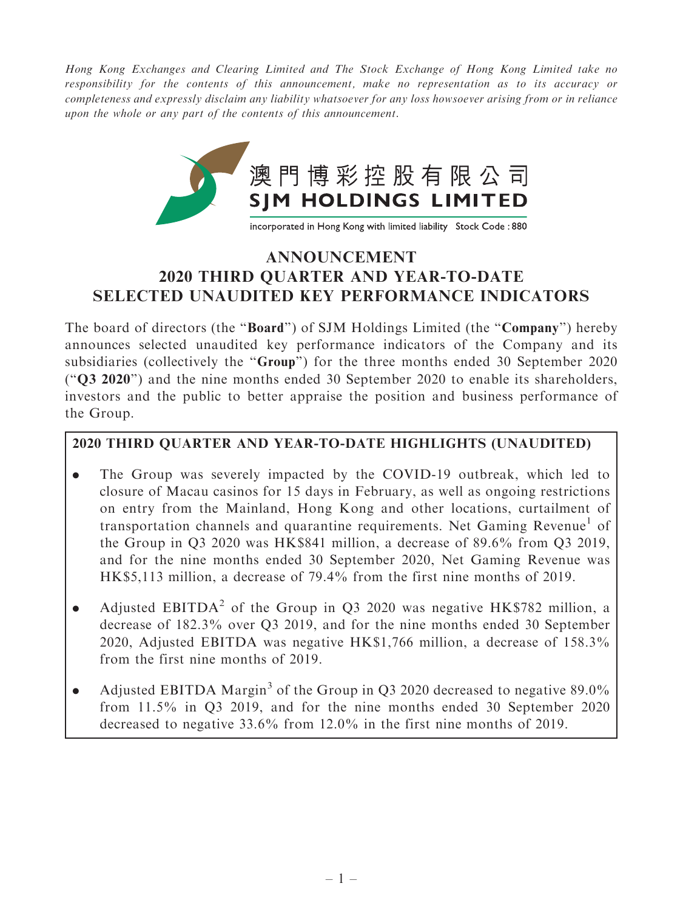*Hong Kong Exchanges and Clearing Limited and The Stock Exchange of Hong Kong Limited take no responsibility for the contents of this announcement, make no representation as to its accuracy or completeness and expressly disclaim any liability whatsoever for any loss howsoever arising from or in reliance upon the whole or any part of the contents of this announcement.*

澳門博彩控股有限公司
**SJM HOLDINGS LIMITED**

incorporated in Hong Kong with limited liability Stock Code : 880

# ANNOUNCEMENT
# 2020 THIRD QUARTER AND YEAR-TO-DATE SELECTED UNAUDITED KEY PERFORMANCE INDICATORS

The board of directors (the "**Board**") of SJM Holdings Limited (the "**Company**") hereby announces selected unaudited key performance indicators of the Company and its subsidiaries (collectively the "**Group**") for the three months ended 30 September 2020 ("**Q3 2020**") and the nine months ended 30 September 2020 to enable its shareholders, investors and the public to better appraise the position and business performance of the Group.

**2020 THIRD QUARTER AND YEAR-TO-DATE HIGHLIGHTS (UNAUDITED)**

- The Group was severely impacted by the COVID-19 outbreak, which led to closure of Macau casinos for 15 days in February, as well as ongoing restrictions on entry from the Mainland, Hong Kong and other locations, curtailment of transportation channels and quarantine requirements. Net Gaming Revenue[1] of the Group in Q3 2020 was HK$841 million, a decrease of 89.6% from Q3 2019, and for the nine months ended 30 September 2020, Net Gaming Revenue was HK$5,113 million, a decrease of 79.4% from the first nine months of 2019.
- Adjusted EBITDA[2] of the Group in Q3 2020 was negative HK$782 million, a decrease of 182.3% over Q3 2019, and for the nine months ended 30 September 2020, Adjusted EBITDA was negative HK$1,766 million, a decrease of 158.3% from the first nine months of 2019.
- Adjusted EBITDA Margin[3] of the Group in Q3 2020 decreased to negative 89.0% from 11.5% in Q3 2019, and for the nine months ended 30 September 2020 decreased to negative 33.6% from 12.0% in the first nine months of 2019.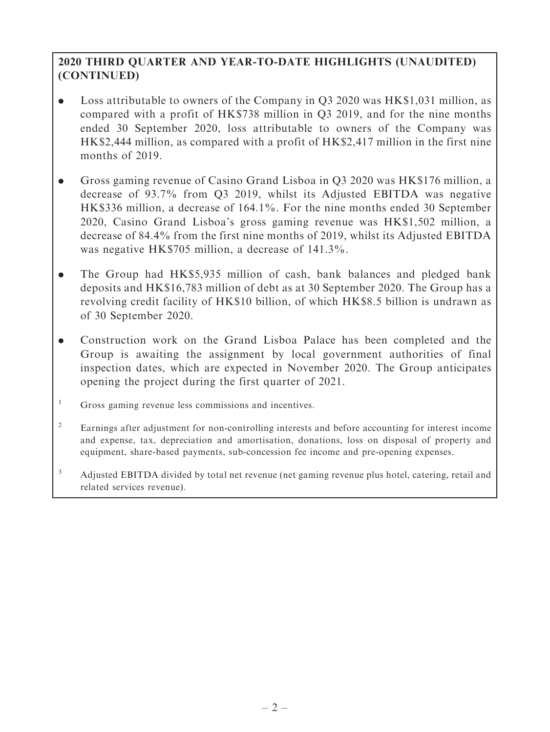**2020 THIRD QUARTER AND YEAR-TO-DATE HIGHLIGHTS (UNAUDITED) (CONTINUED)**

- Loss attributable to owners of the Company in Q3 2020 was HK$1,031 million, as compared with a profit of HK$738 million in Q3 2019, and for the nine months ended 30 September 2020, loss attributable to owners of the Company was HK$2,444 million, as compared with a profit of HK$2,417 million in the first nine months of 2019.
- Gross gaming revenue of Casino Grand Lisboa in Q3 2020 was HK$176 million, a decrease of 93.7% from Q3 2019, whilst its Adjusted EBITDA was negative HK$336 million, a decrease of 164.1%. For the nine months ended 30 September 2020, Casino Grand Lisboa's gross gaming revenue was HK$1,502 million, a decrease of 84.4% from the first nine months of 2019, whilst its Adjusted EBITDA was negative HK$705 million, a decrease of 141.3%.
- The Group had HK$5,935 million of cash, bank balances and pledged bank deposits and HK$16,783 million of debt as at 30 September 2020. The Group has a revolving credit facility of HK$10 billion, of which HK$8.5 billion is undrawn as of 30 September 2020.
- Construction work on the Grand Lisboa Palace has been completed and the Group is awaiting the assignment by local government authorities of final inspection dates, which are expected in November 2020. The Group anticipates opening the project during the first quarter of 2021.

[1] Gross gaming revenue less commissions and incentives.

[2] Earnings after adjustment for non-controlling interests and before accounting for interest income and expense, tax, depreciation and amortisation, donations, loss on disposal of property and equipment, share-based payments, sub-concession fee income and pre-opening expenses.

[3] Adjusted EBITDA divided by total net revenue (net gaming revenue plus hotel, catering, retail and related services revenue).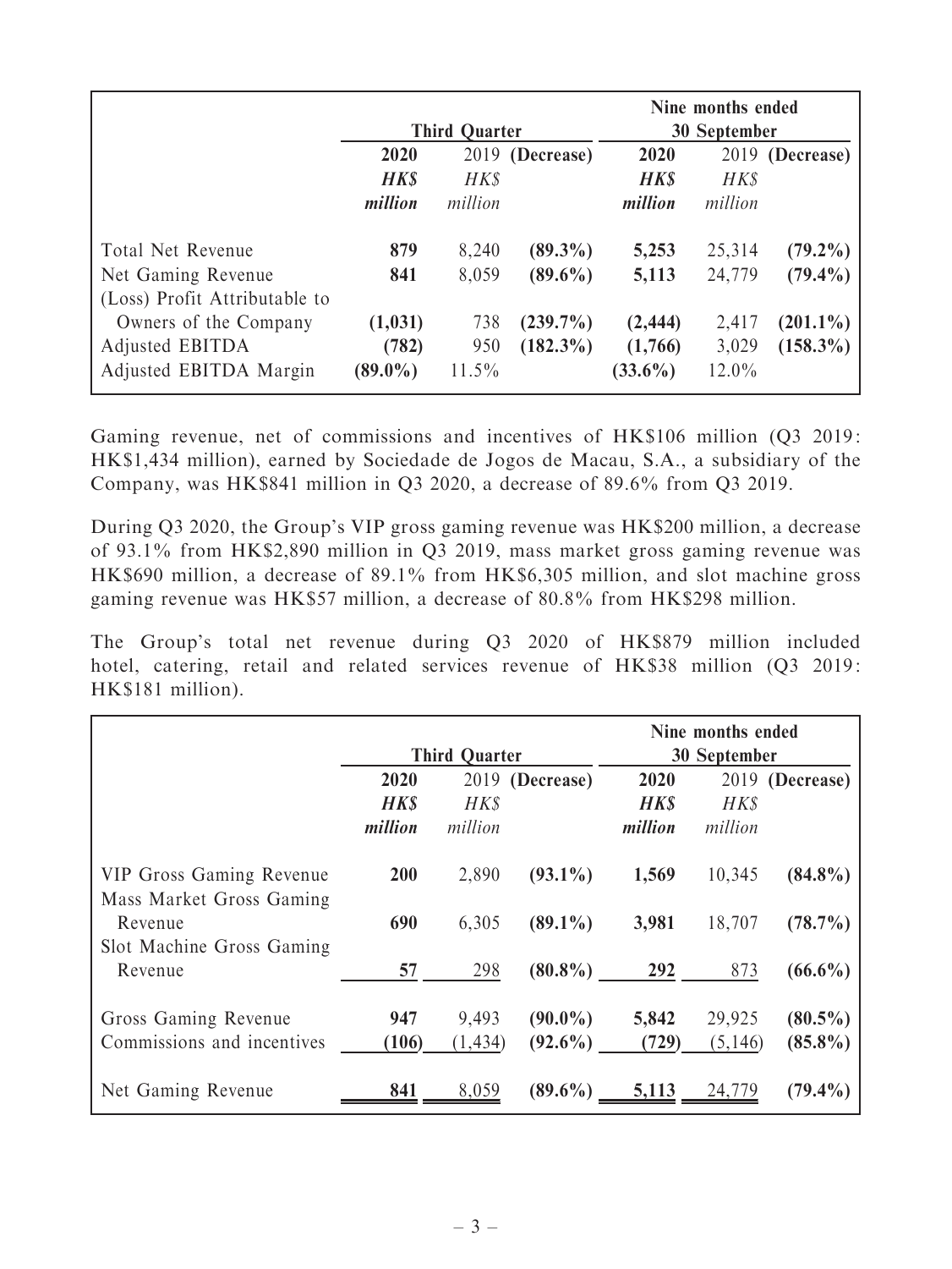| | Third Quarter | | | Nine months ended 30 September | | |
|---|---|---|---|---|---|---|
| | **2020** | 2019 | **(Decrease)** | **2020** | 2019 | **(Decrease)** |
| | ***HK$ million*** | *HK$ million* | | ***HK$ million*** | *HK$ million* | |
| Total Net Revenue | **879** | 8,240 | **(89.3%)** | **5,253** | 25,314 | **(79.2%)** |
| Net Gaming Revenue | **841** | 8,059 | **(89.6%)** | **5,113** | 24,779 | **(79.4%)** |
| (Loss) Profit Attributable to Owners of the Company | **(1,031)** | 738 | **(239.7%)** | **(2,444)** | 2,417 | **(201.1%)** |
| Adjusted EBITDA | **(782)** | 950 | **(182.3%)** | **(1,766)** | 3,029 | **(158.3%)** |
| Adjusted EBITDA Margin | **(89.0%)** | 11.5% | | **(33.6%)** | 12.0% | |

Gaming revenue, net of commissions and incentives of HK$106 million (Q3 2019: HK$1,434 million), earned by Sociedade de Jogos de Macau, S.A., a subsidiary of the Company, was HK$841 million in Q3 2020, a decrease of 89.6% from Q3 2019.

During Q3 2020, the Group's VIP gross gaming revenue was HK$200 million, a decrease of 93.1% from HK$2,890 million in Q3 2019, mass market gross gaming revenue was HK$690 million, a decrease of 89.1% from HK$6,305 million, and slot machine gross gaming revenue was HK$57 million, a decrease of 80.8% from HK$298 million.

The Group's total net revenue during Q3 2020 of HK$879 million included hotel, catering, retail and related services revenue of HK$38 million (Q3 2019: HK$181 million).

| | Third Quarter | | | Nine months ended 30 September | | |
|---|---|---|---|---|---|---|
| | **2020** | 2019 | **(Decrease)** | **2020** | 2019 | **(Decrease)** |
| | ***HK$ million*** | *HK$ million* | | ***HK$ million*** | *HK$ million* | |
| VIP Gross Gaming Revenue | **200** | 2,890 | **(93.1%)** | **1,569** | 10,345 | **(84.8%)** |
| Mass Market Gross Gaming Revenue | **690** | 6,305 | **(89.1%)** | **3,981** | 18,707 | **(78.7%)** |
| Slot Machine Gross Gaming Revenue | **57** | 298 | **(80.8%)** | **292** | 873 | **(66.6%)** |
| Gross Gaming Revenue | **947** | 9,493 | **(90.0%)** | **5,842** | 29,925 | **(80.5%)** |
| Commissions and incentives | **(106)** | (1,434) | **(92.6%)** | **(729)** | (5,146) | **(85.8%)** |
| Net Gaming Revenue | **841** | 8,059 | **(89.6%)** | **5,113** | 24,779 | **(79.4%)** |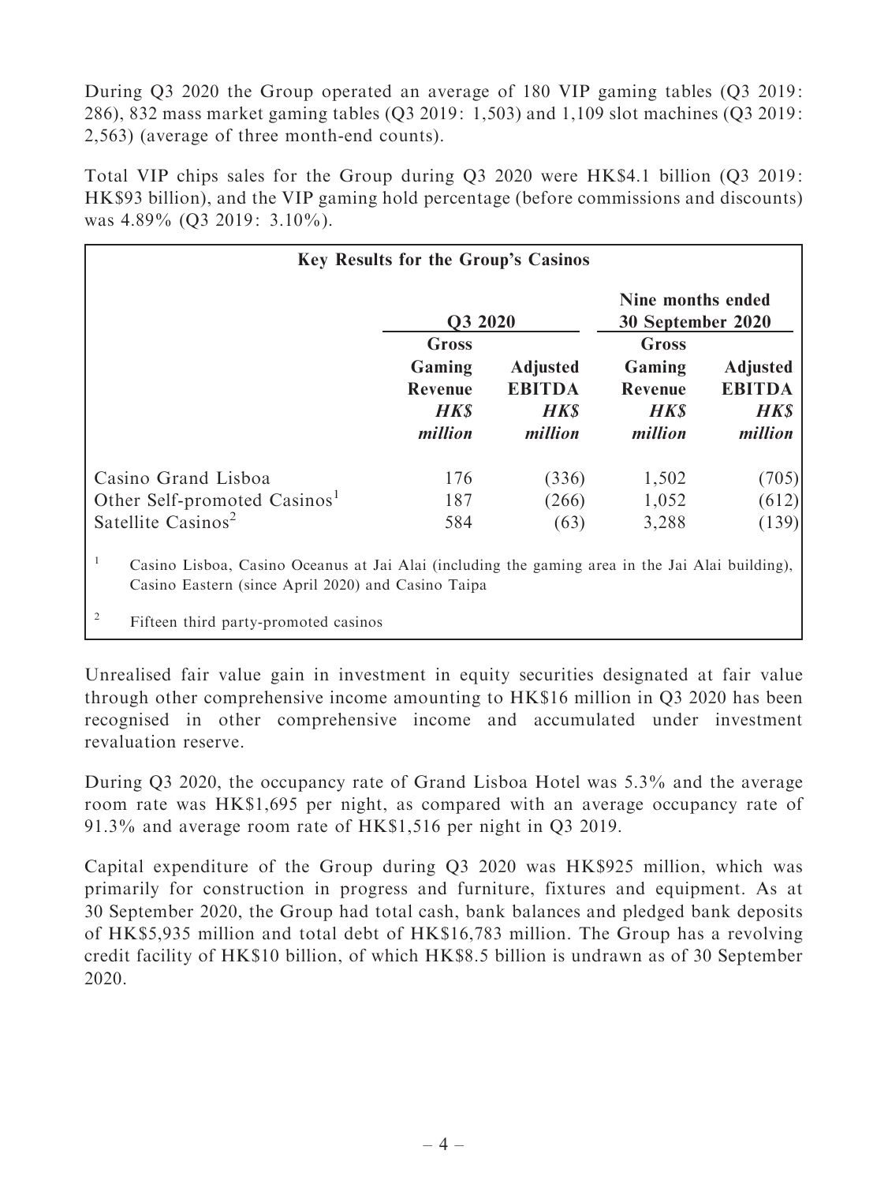During Q3 2020 the Group operated an average of 180 VIP gaming tables (Q3 2019: 286), 832 mass market gaming tables (Q3 2019: 1,503) and 1,109 slot machines (Q3 2019: 2,563) (average of three month-end counts).

Total VIP chips sales for the Group during Q3 2020 were HK$4.1 billion (Q3 2019: HK$93 billion), and the VIP gaming hold percentage (before commissions and discounts) was 4.89% (Q3 2019: 3.10%).

**Key Results for the Group's Casinos**

| | Q3 2020 | | Nine months ended 30 September 2020 | |
|---|---|---|---|---|
| | **Gross Gaming Revenue** *HK$ million* | **Adjusted EBITDA** *HK$ million* | **Gross Gaming Revenue** *HK$ million* | **Adjusted EBITDA** *HK$ million* |
| Casino Grand Lisboa | 176 | (336) | 1,502 | (705) |
| Other Self-promoted Casinos[1] | 187 | (266) | 1,052 | (612) |
| Satellite Casinos[2] | 584 | (63) | 3,288 | (139) |

[1] Casino Lisboa, Casino Oceanus at Jai Alai (including the gaming area in the Jai Alai building), Casino Eastern (since April 2020) and Casino Taipa

[2] Fifteen third party-promoted casinos

Unrealised fair value gain in investment in equity securities designated at fair value through other comprehensive income amounting to HK$16 million in Q3 2020 has been recognised in other comprehensive income and accumulated under investment revaluation reserve.

During Q3 2020, the occupancy rate of Grand Lisboa Hotel was 5.3% and the average room rate was HK$1,695 per night, as compared with an average occupancy rate of 91.3% and average room rate of HK$1,516 per night in Q3 2019.

Capital expenditure of the Group during Q3 2020 was HK$925 million, which was primarily for construction in progress and furniture, fixtures and equipment. As at 30 September 2020, the Group had total cash, bank balances and pledged bank deposits of HK$5,935 million and total debt of HK$16,783 million. The Group has a revolving credit facility of HK$10 billion, of which HK$8.5 billion is undrawn as of 30 September 2020.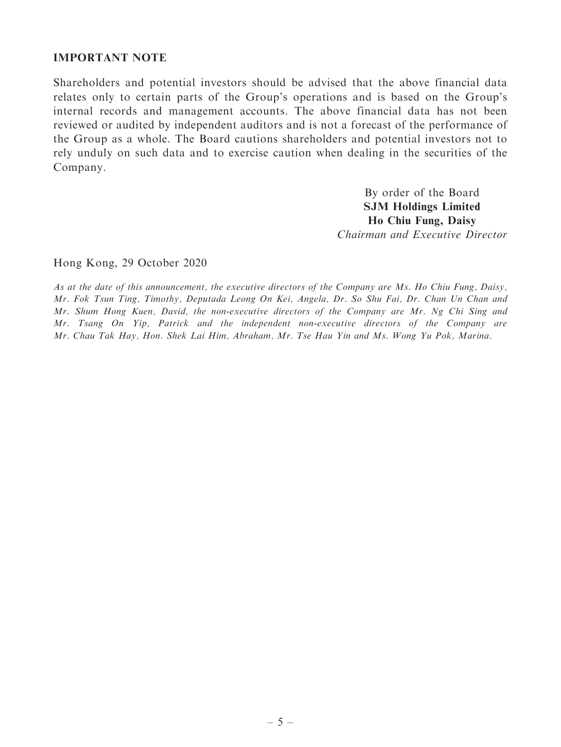**IMPORTANT NOTE**

Shareholders and potential investors should be advised that the above financial data relates only to certain parts of the Group's operations and is based on the Group's internal records and management accounts. The above financial data has not been reviewed or audited by independent auditors and is not a forecast of the performance of the Group as a whole. The Board cautions shareholders and potential investors not to rely unduly on such data and to exercise caution when dealing in the securities of the Company.

By order of the Board
**SJM Holdings Limited**
**Ho Chiu Fung, Daisy**
*Chairman and Executive Director*

Hong Kong, 29 October 2020

*As at the date of this announcement, the executive directors of the Company are Ms. Ho Chiu Fung, Daisy, Mr. Fok Tsun Ting, Timothy, Deputada Leong On Kei, Angela, Dr. So Shu Fai, Dr. Chan Un Chan and Mr. Shum Hong Kuen, David, the non-executive directors of the Company are Mr. Ng Chi Sing and Mr. Tsang On Yip, Patrick and the independent non-executive directors of the Company are Mr. Chau Tak Hay, Hon. Shek Lai Him, Abraham, Mr. Tse Hau Yin and Ms. Wong Yu Pok, Marina.*